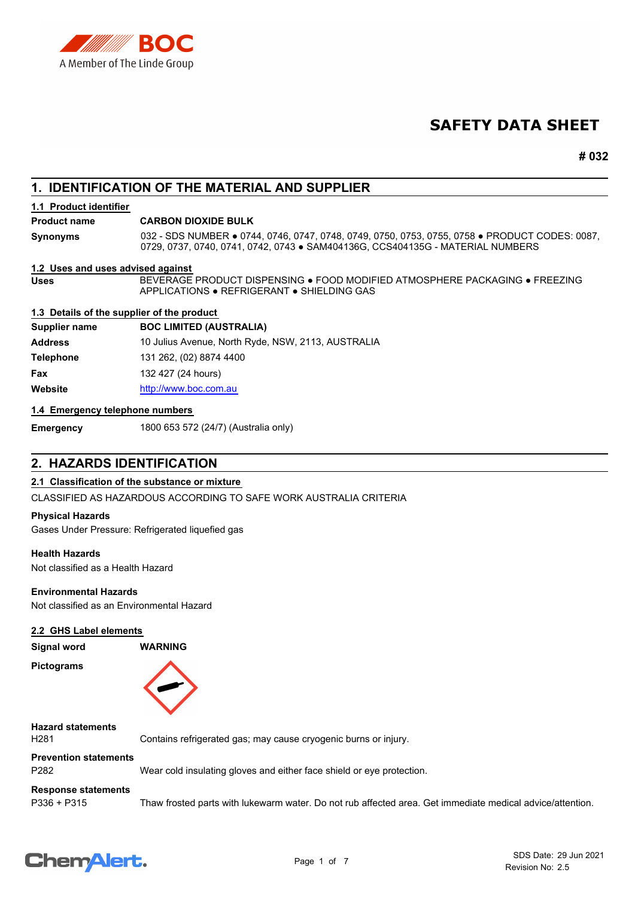# SAFETY DATA SHEET

**# 032**

## 1. IDENTIFICATION OF THE MATERIAL AND SUPPLIER

### 1.1 Product identifier

| | |
|---|---|
| **Product name** | **CARBON DIOXIDE BULK** |
| **Synonyms** | 032 - SDS NUMBER ● 0744, 0746, 0747, 0748, 0749, 0750, 0753, 0755, 0758 ● PRODUCT CODES: 0087, 0729, 0737, 0740, 0741, 0742, 0743 ● SAM404136G, CCS404135G - MATERIAL NUMBERS |

### 1.2 Uses and uses advised against

| | |
|---|---|
| **Uses** | BEVERAGE PRODUCT DISPENSING ● FOOD MODIFIED ATMOSPHERE PACKAGING ● FREEZING APPLICATIONS ● REFRIGERANT ● SHIELDING GAS |

### 1.3 Details of the supplier of the product

| | |
|---|---|
| **Supplier name** | **BOC LIMITED (AUSTRALIA)** |
| **Address** | 10 Julius Avenue, North Ryde, NSW, 2113, AUSTRALIA |
| **Telephone** | 131 262, (02) 8874 4400 |
| **Fax** | 132 427 (24 hours) |
| **Website** | http://www.boc.com.au |

### 1.4 Emergency telephone numbers

| | |
|---|---|
| **Emergency** | 1800 653 572 (24/7) (Australia only) |

## 2. HAZARDS IDENTIFICATION

### 2.1 Classification of the substance or mixture

CLASSIFIED AS HAZARDOUS ACCORDING TO SAFE WORK AUSTRALIA CRITERIA

**Physical Hazards**
Gases Under Pressure: Refrigerated liquefied gas

**Health Hazards**
Not classified as a Health Hazard

**Environmental Hazards**
Not classified as an Environmental Hazard

### 2.2 GHS Label elements

**Signal word** **WARNING**

**Pictograms**

**Hazard statements**

| | |
|---|---|
| H281 | Contains refrigerated gas; may cause cryogenic burns or injury. |

**Prevention statements**

| | |
|---|---|
| P282 | Wear cold insulating gloves and either face shield or eye protection. |

**Response statements**

| | |
|---|---|
| P336 + P315 | Thaw frosted parts with lukewarm water. Do not rub affected area. Get immediate medical advice/attention. |

SDS Date: 29 Jun 2021
Revision No: 2.5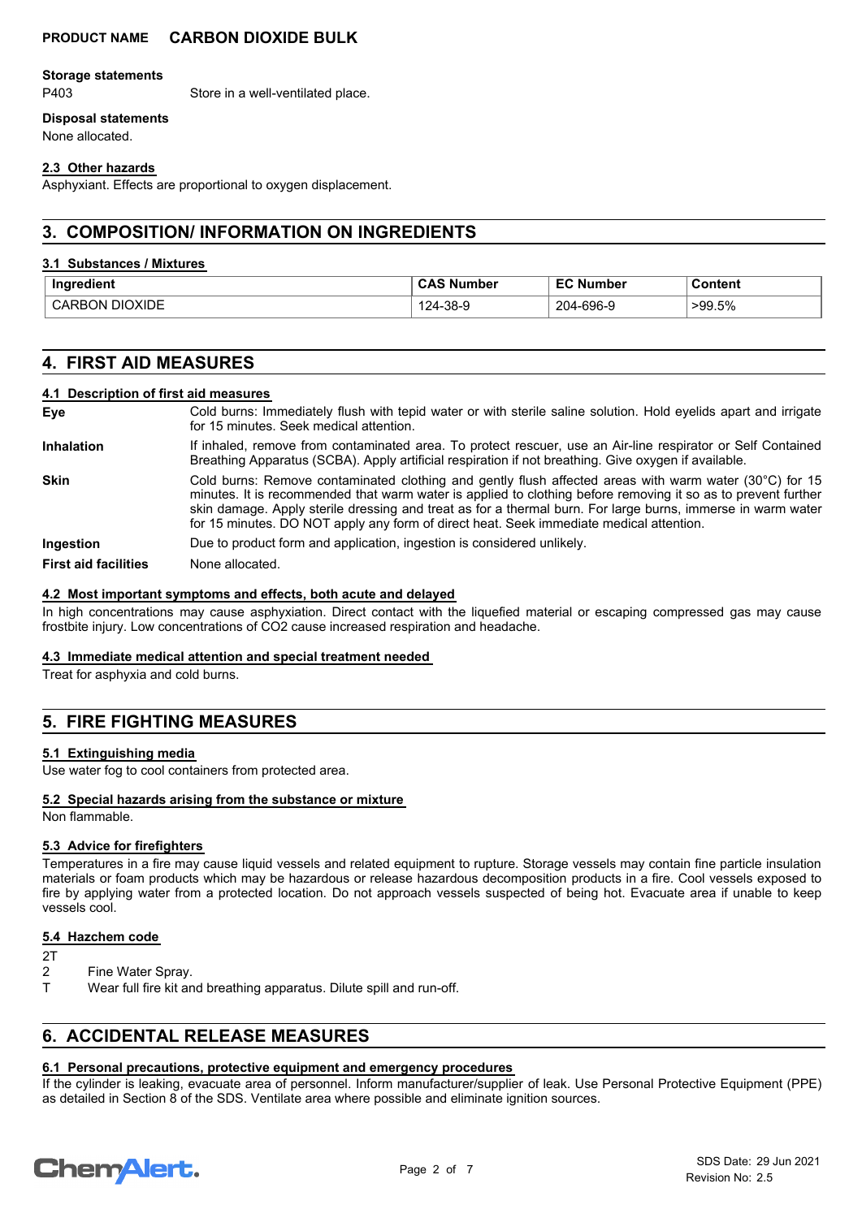**Storage statements**

P403 Store in a well-ventilated place.

**Disposal statements**

None allocated.

### 2.3 Other hazards

Asphyxiant. Effects are proportional to oxygen displacement.

## 3. COMPOSITION/ INFORMATION ON INGREDIENTS

### 3.1 Substances / Mixtures

| Ingredient | CAS Number | EC Number | Content |
|---|---|---|---|
| CARBON DIOXIDE | 124-38-9 | 204-696-9 | >99.5% |

## 4. FIRST AID MEASURES

### 4.1 Description of first aid measures

**Eye** Cold burns: Immediately flush with tepid water or with sterile saline solution. Hold eyelids apart and irrigate for 15 minutes. Seek medical attention.

**Inhalation** If inhaled, remove from contaminated area. To protect rescuer, use an Air-line respirator or Self Contained Breathing Apparatus (SCBA). Apply artificial respiration if not breathing. Give oxygen if available.

**Skin** Cold burns: Remove contaminated clothing and gently flush affected areas with warm water (30°C) for 15 minutes. It is recommended that warm water is applied to clothing before removing it so as to prevent further skin damage. Apply sterile dressing and treat as for a thermal burn. For large burns, immerse in warm water for 15 minutes. DO NOT apply any form of direct heat. Seek immediate medical attention.

**Ingestion** Due to product form and application, ingestion is considered unlikely.

**First aid facilities** None allocated.

### 4.2 Most important symptoms and effects, both acute and delayed

In high concentrations may cause asphyxiation. Direct contact with the liquefied material or escaping compressed gas may cause frostbite injury. Low concentrations of $CO_2$ cause increased respiration and headache.

### 4.3 Immediate medical attention and special treatment needed

Treat for asphyxia and cold burns.

## 5. FIRE FIGHTING MEASURES

### 5.1 Extinguishing media

Use water fog to cool containers from protected area.

### 5.2 Special hazards arising from the substance or mixture

Non flammable.

### 5.3 Advice for firefighters

Temperatures in a fire may cause liquid vessels and related equipment to rupture. Storage vessels may contain fine particle insulation materials or foam products which may be hazardous or release hazardous decomposition products in a fire. Cool vessels exposed to fire by applying water from a protected location. Do not approach vessels suspected of being hot. Evacuate area if unable to keep vessels cool.

### 5.4 Hazchem code

2T

2 Fine Water Spray.

T Wear full fire kit and breathing apparatus. Dilute spill and run-off.

## 6. ACCIDENTAL RELEASE MEASURES

### 6.1 Personal precautions, protective equipment and emergency procedures

If the cylinder is leaking, evacuate area of personnel. Inform manufacturer/supplier of leak. Use Personal Protective Equipment (PPE) as detailed in Section 8 of the SDS. Ventilate area where possible and eliminate ignition sources.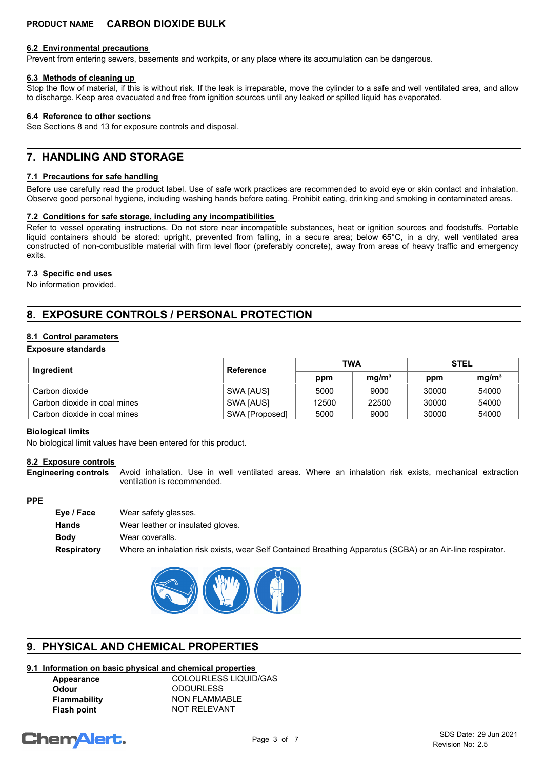### 6.2 Environmental precautions

Prevent from entering sewers, basements and workpits, or any place where its accumulation can be dangerous.

### 6.3 Methods of cleaning up

Stop the flow of material, if this is without risk. If the leak is irreparable, move the cylinder to a safe and well ventilated area, and allow to discharge. Keep area evacuated and free from ignition sources until any leaked or spilled liquid has evaporated.

### 6.4 Reference to other sections

See Sections 8 and 13 for exposure controls and disposal.

## 7. HANDLING AND STORAGE

### 7.1 Precautions for safe handling

Before use carefully read the product label. Use of safe work practices are recommended to avoid eye or skin contact and inhalation. Observe good personal hygiene, including washing hands before eating. Prohibit eating, drinking and smoking in contaminated areas.

### 7.2 Conditions for safe storage, including any incompatibilities

Refer to vessel operating instructions. Do not store near incompatible substances, heat or ignition sources and foodstuffs. Portable liquid containers should be stored: upright, prevented from falling, in a secure area; below 65°C, in a dry, well ventilated area constructed of non-combustible material with firm level floor (preferably concrete), away from areas of heavy traffic and emergency exits.

### 7.3 Specific end uses

No information provided.

## 8. EXPOSURE CONTROLS / PERSONAL PROTECTION

### 8.1 Control parameters

**Exposure standards**

| Ingredient | Reference | TWA | | STEL | |
|---|---|---|---|---|---|
| | | ppm | mg/m³ | ppm | mg/m³ |
| Carbon dioxide | SWA [AUS] | 5000 | 9000 | 30000 | 54000 |
| Carbon dioxide in coal mines | SWA [AUS] | 12500 | 22500 | 30000 | 54000 |
| Carbon dioxide in coal mines | SWA [Proposed] | 5000 | 9000 | 30000 | 54000 |

**Biological limits**

No biological limit values have been entered for this product.

### 8.2 Exposure controls

**Engineering controls** Avoid inhalation. Use in well ventilated areas. Where an inhalation risk exists, mechanical extraction ventilation is recommended.

**PPE**

- **Eye / Face** Wear safety glasses.
- **Hands** Wear leather or insulated gloves.
- **Body** Wear coveralls.
- **Respiratory** Where an inhalation risk exists, wear Self Contained Breathing Apparatus (SCBA) or an Air-line respirator.

## 9. PHYSICAL AND CHEMICAL PROPERTIES

### 9.1 Information on basic physical and chemical properties

| | |
|---|---|
| **Appearance** | COLOURLESS LIQUID/GAS |
| **Odour** | ODOURLESS |
| **Flammability** | NON FLAMMABLE |
| **Flash point** | NOT RELEVANT |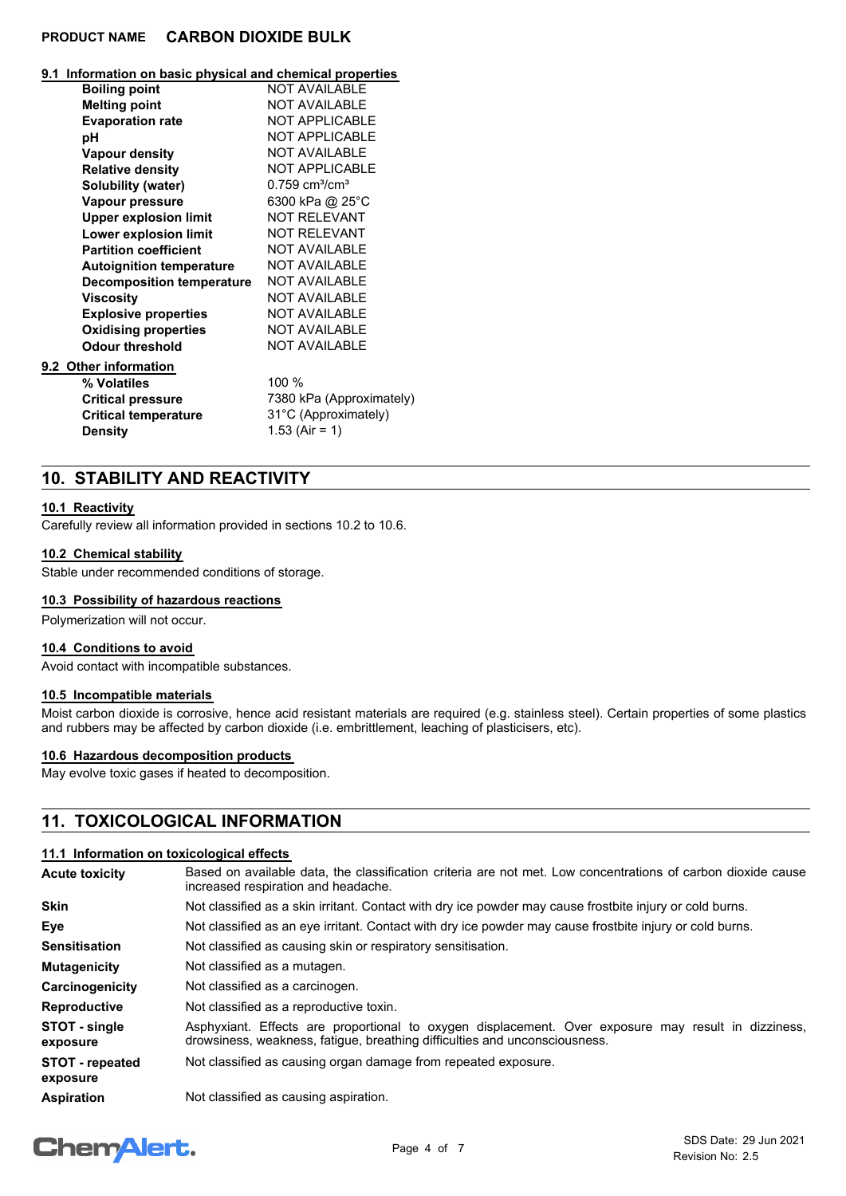**PRODUCT NAME CARBON DIOXIDE BULK**

### 9.1 Information on basic physical and chemical properties

| Property | Value |
|---|---|
| **Boiling point** | NOT AVAILABLE |
| **Melting point** | NOT AVAILABLE |
| **Evaporation rate** | NOT APPLICABLE |
| **pH** | NOT APPLICABLE |
| **Vapour density** | NOT AVAILABLE |
| **Relative density** | NOT APPLICABLE |
| **Solubility (water)** | 0.759 $cm^3/cm^3$ |
| **Vapour pressure** | 6300 kPa @ 25°C |
| **Upper explosion limit** | NOT RELEVANT |
| **Lower explosion limit** | NOT RELEVANT |
| **Partition coefficient** | NOT AVAILABLE |
| **Autoignition temperature** | NOT AVAILABLE |
| **Decomposition temperature** | NOT AVAILABLE |
| **Viscosity** | NOT AVAILABLE |
| **Explosive properties** | NOT AVAILABLE |
| **Oxidising properties** | NOT AVAILABLE |
| **Odour threshold** | NOT AVAILABLE |

### 9.2 Other information

| Property | Value |
|---|---|
| **% Volatiles** | 100 % |
| **Critical pressure** | 7380 kPa (Approximately) |
| **Critical temperature** | 31°C (Approximately) |
| **Density** | 1.53 (Air = 1) |

## 10. STABILITY AND REACTIVITY

### 10.1 Reactivity

Carefully review all information provided in sections 10.2 to 10.6.

### 10.2 Chemical stability

Stable under recommended conditions of storage.

### 10.3 Possibility of hazardous reactions

Polymerization will not occur.

### 10.4 Conditions to avoid

Avoid contact with incompatible substances.

### 10.5 Incompatible materials

Moist carbon dioxide is corrosive, hence acid resistant materials are required (e.g. stainless steel). Certain properties of some plastics and rubbers may be affected by carbon dioxide (i.e. embrittlement, leaching of plasticisers, etc).

### 10.6 Hazardous decomposition products

May evolve toxic gases if heated to decomposition.

## 11. TOXICOLOGICAL INFORMATION

### 11.1 Information on toxicological effects

| | |
|---|---|
| **Acute toxicity** | Based on available data, the classification criteria are not met. Low concentrations of carbon dioxide cause increased respiration and headache. |
| **Skin** | Not classified as a skin irritant. Contact with dry ice powder may cause frostbite injury or cold burns. |
| **Eye** | Not classified as an eye irritant. Contact with dry ice powder may cause frostbite injury or cold burns. |
| **Sensitisation** | Not classified as causing skin or respiratory sensitisation. |
| **Mutagenicity** | Not classified as a mutagen. |
| **Carcinogenicity** | Not classified as a carcinogen. |
| **Reproductive** | Not classified as a reproductive toxin. |
| **STOT - single exposure** | Asphyxiant. Effects are proportional to oxygen displacement. Over exposure may result in dizziness, drowsiness, weakness, fatigue, breathing difficulties and unconsciousness. |
| **STOT - repeated exposure** | Not classified as causing organ damage from repeated exposure. |
| **Aspiration** | Not classified as causing aspiration. |

SDS Date: 29 Jun 2021
Revision No: 2.5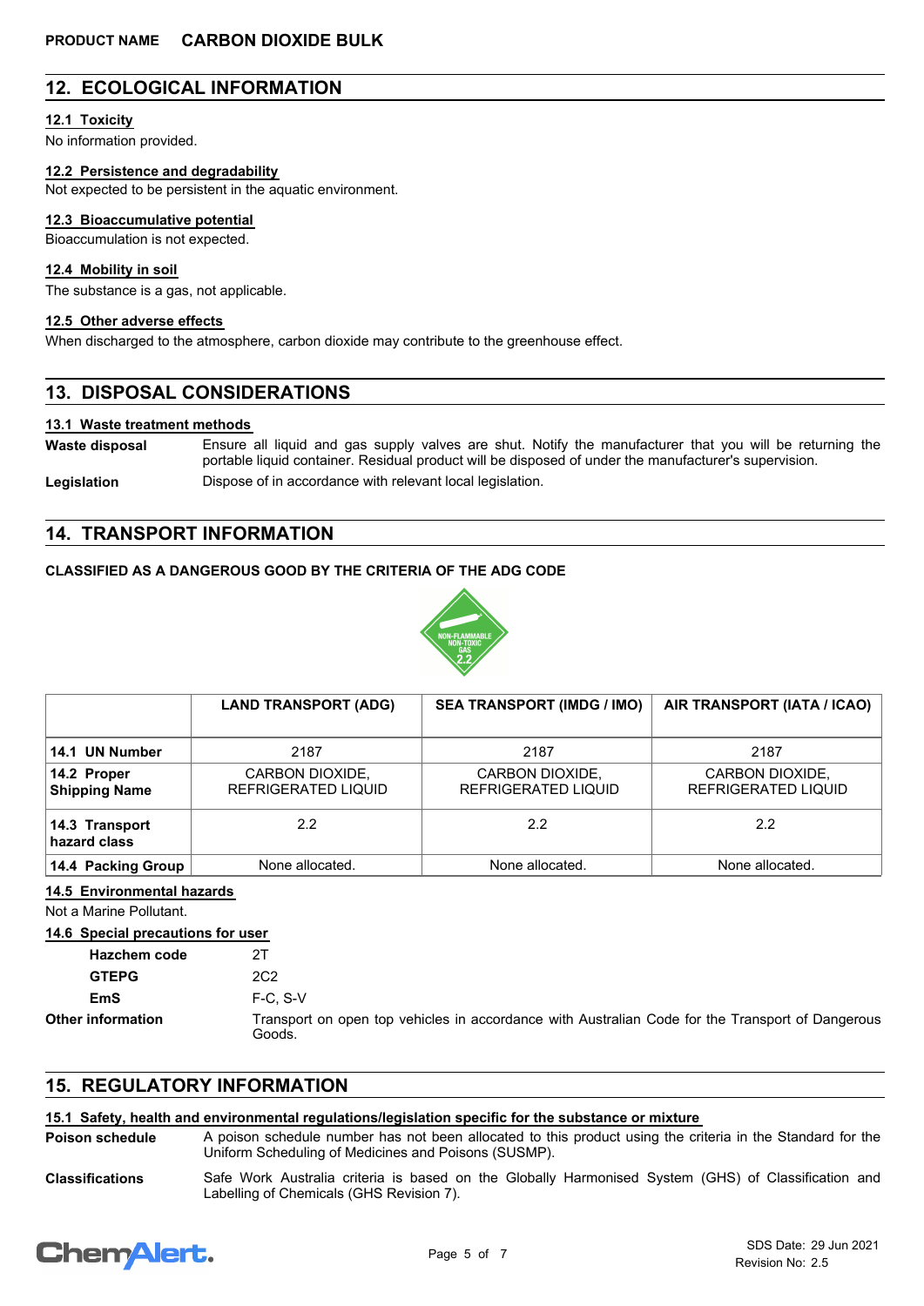**PRODUCT NAME CARBON DIOXIDE BULK**

## 12. ECOLOGICAL INFORMATION

### 12.1 Toxicity

No information provided.

### 12.2 Persistence and degradability

Not expected to be persistent in the aquatic environment.

### 12.3 Bioaccumulative potential

Bioaccumulation is not expected.

### 12.4 Mobility in soil

The substance is a gas, not applicable.

### 12.5 Other adverse effects

When discharged to the atmosphere, carbon dioxide may contribute to the greenhouse effect.

## 13. DISPOSAL CONSIDERATIONS

### 13.1 Waste treatment methods

**Waste disposal** Ensure all liquid and gas supply valves are shut. Notify the manufacturer that you will be returning the portable liquid container. Residual product will be disposed of under the manufacturer's supervision.

**Legislation** Dispose of in accordance with relevant local legislation.

## 14. TRANSPORT INFORMATION

**CLASSIFIED AS A DANGEROUS GOOD BY THE CRITERIA OF THE ADG CODE**

NON-FLAMMABLE NON-TOXIC GAS 2.2

| | LAND TRANSPORT (ADG) | SEA TRANSPORT (IMDG / IMO) | AIR TRANSPORT (IATA / ICAO) |
|---|---|---|---|
| **14.1 UN Number** | 2187 | 2187 | 2187 |
| **14.2 Proper Shipping Name** | CARBON DIOXIDE, REFRIGERATED LIQUID | CARBON DIOXIDE, REFRIGERATED LIQUID | CARBON DIOXIDE, REFRIGERATED LIQUID |
| **14.3 Transport hazard class** | 2.2 | 2.2 | 2.2 |
| **14.4 Packing Group** | None allocated. | None allocated. | None allocated. |

### 14.5 Environmental hazards

Not a Marine Pollutant.

### 14.6 Special precautions for user

**Hazchem code** 2T

**GTEPG** 2C2

**EmS** F-C, S-V

**Other information** Transport on open top vehicles in accordance with Australian Code for the Transport of Dangerous Goods.

## 15. REGULATORY INFORMATION

### 15.1 Safety, health and environmental regulations/legislation specific for the substance or mixture

**Poison schedule** A poison schedule number has not been allocated to this product using the criteria in the Standard for the Uniform Scheduling of Medicines and Poisons (SUSMP).

**Classifications** Safe Work Australia criteria is based on the Globally Harmonised System (GHS) of Classification and Labelling of Chemicals (GHS Revision 7).

SDS Date: 29 Jun 2021
Revision No: 2.5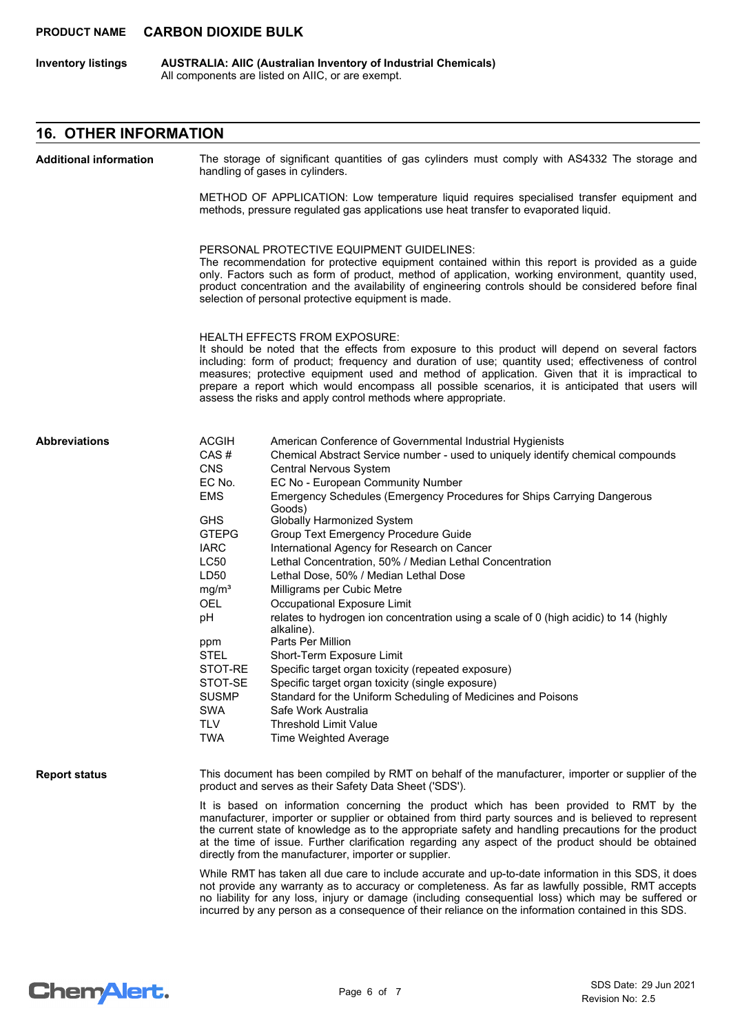**PRODUCT NAME** **CARBON DIOXIDE BULK**

**Inventory listings** **AUSTRALIA: AIIC (Australian Inventory of Industrial Chemicals)**
All components are listed on AIIC, or are exempt.

## 16. OTHER INFORMATION

**Additional information**

The storage of significant quantities of gas cylinders must comply with AS4332 The storage and handling of gases in cylinders.

METHOD OF APPLICATION: Low temperature liquid requires specialised transfer equipment and methods, pressure regulated gas applications use heat transfer to evaporated liquid.

PERSONAL PROTECTIVE EQUIPMENT GUIDELINES:
The recommendation for protective equipment contained within this report is provided as a guide only. Factors such as form of product, method of application, working environment, quantity used, product concentration and the availability of engineering controls should be considered before final selection of personal protective equipment is made.

HEALTH EFFECTS FROM EXPOSURE:
It should be noted that the effects from exposure to this product will depend on several factors including: form of product; frequency and duration of use; quantity used; effectiveness of control measures; protective equipment used and method of application. Given that it is impractical to prepare a report which would encompass all possible scenarios, it is anticipated that users will assess the risks and apply control methods where appropriate.

**Abbreviations**

| Abbreviation | Meaning |
|---|---|
| ACGIH | American Conference of Governmental Industrial Hygienists |
| CAS # | Chemical Abstract Service number - used to uniquely identify chemical compounds |
| CNS | Central Nervous System |
| EC No. | EC No - European Community Number |
| EMS | Emergency Schedules (Emergency Procedures for Ships Carrying Dangerous Goods) |
| GHS | Globally Harmonized System |
| GTEPG | Group Text Emergency Procedure Guide |
| IARC | International Agency for Research on Cancer |
| LC50 | Lethal Concentration, 50% / Median Lethal Concentration |
| LD50 | Lethal Dose, 50% / Median Lethal Dose |
| $mg/m^3$ | Milligrams per Cubic Metre |
| OEL | Occupational Exposure Limit |
| pH | relates to hydrogen ion concentration using a scale of 0 (high acidic) to 14 (highly alkaline). |
| ppm | Parts Per Million |
| STEL | Short-Term Exposure Limit |
| STOT-RE | Specific target organ toxicity (repeated exposure) |
| STOT-SE | Specific target organ toxicity (single exposure) |
| SUSMP | Standard for the Uniform Scheduling of Medicines and Poisons |
| SWA | Safe Work Australia |
| TLV | Threshold Limit Value |
| TWA | Time Weighted Average |

**Report status**

This document has been compiled by RMT on behalf of the manufacturer, importer or supplier of the product and serves as their Safety Data Sheet ('SDS').

It is based on information concerning the product which has been provided to RMT by the manufacturer, importer or supplier or obtained from third party sources and is believed to represent the current state of knowledge as to the appropriate safety and handling precautions for the product at the time of issue. Further clarification regarding any aspect of the product should be obtained directly from the manufacturer, importer or supplier.

While RMT has taken all due care to include accurate and up-to-date information in this SDS, it does not provide any warranty as to accuracy or completeness. As far as lawfully possible, RMT accepts no liability for any loss, injury or damage (including consequential loss) which may be suffered or incurred by any person as a consequence of their reliance on the information contained in this SDS.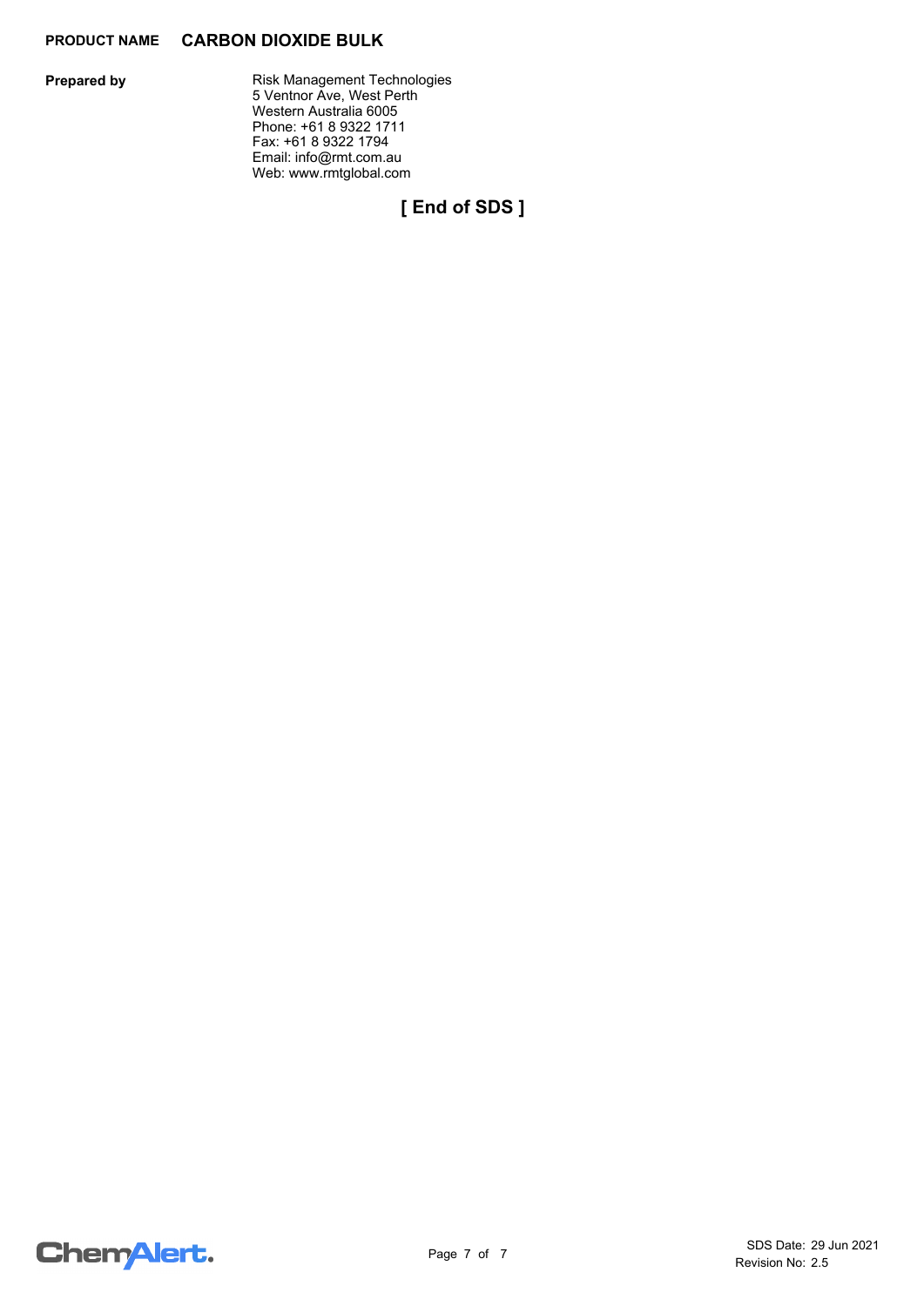**Prepared by**

Risk Management Technologies
5 Ventnor Ave, West Perth
Western Australia 6005
Phone: +61 8 9322 1711
Fax: +61 8 9322 1794
Email: info@rmt.com.au
Web: www.rmtglobal.com

**[ End of SDS ]**